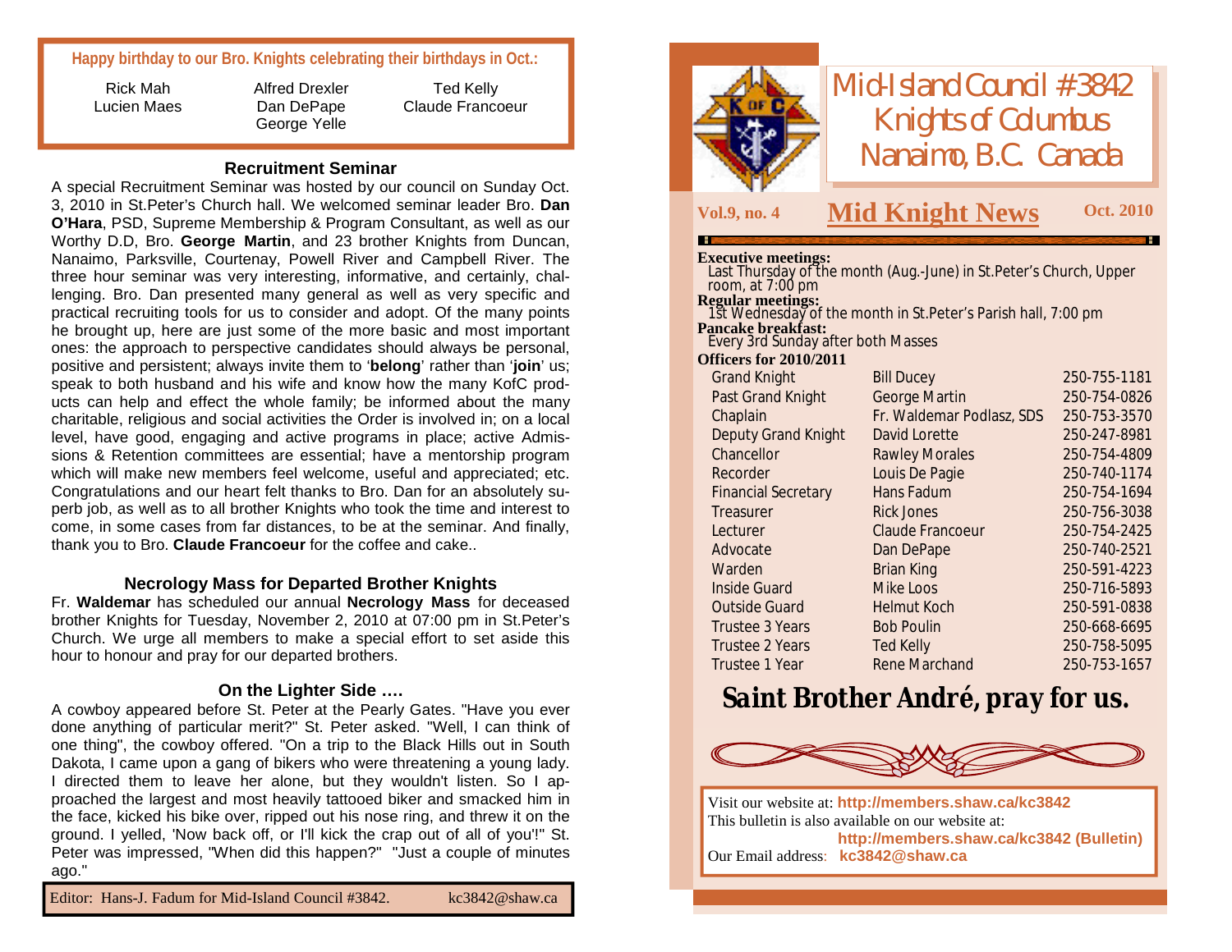**Happy birthday to our Bro. Knights celebrating their birthdays in Oct.:**

Rick Mah, Lucien Maes, Alfred Drexler, Dan DePape, George Yelle, Ted Kelly, Claude Francoeur

### Recruitment Seminar

A special Recruitment Seminar was hosted by our council on Sunday Oct. 3, 2010 in St.Peter's Church hall. We welcomed seminar leader Bro. **Dan O'Hara**, PSD, Supreme Membership & Program Consultant, as well as our Worthy D.D, Bro. **George Martin**, and 23 brother Knights from Duncan, Nanaimo, Parksville, Courtenay, Powell River and Campbell River. The three hour seminar was very interesting, informative, and certainly, challenging. Bro. Dan presented many general as well as very specific and practical recruiting tools for us to consider and adopt. Of the many points he brought up, here are just some of the more basic and most important ones: the approach to perspective candidates should always be personal, positive and persistent; always invite them to '**belong**' rather than '**join**' us; speak to both husband and his wife and know how the many KofC products can help and effect the whole family; be informed about the many charitable, religious and social activities the Order is involved in; on a local level, have good, engaging and active programs in place; active Admissions & Retention committees are essential; have a mentorship program which will make new members feel welcome, useful and appreciated; etc. Congratulations and our heart felt thanks to Bro. Dan for an absolutely superb job, as well as to all brother Knights who took the time and interest to come, in some cases from far distances, to be at the seminar. And finally, thank you to Bro. **Claude Francoeur** for the coffee and cake..

### Necrology Mass for Departed Brother Knights

Fr. **Waldemar** has scheduled our annual **Necrology Mass** for deceased brother Knights for Tuesday, November 2, 2010 at 07:00 pm in St.Peter's Church. We urge all members to make a special effort to set aside this hour to honour and pray for our departed brothers.

### On the Lighter Side ….

A cowboy appeared before St. Peter at the Pearly Gates. "Have you ever done anything of particular merit?" St. Peter asked. "Well, I can think of one thing", the cowboy offered. "On a trip to the Black Hills out in South Dakota, I came upon a gang of bikers who were threatening a young lady. I directed them to leave her alone, but they wouldn't listen. So I approached the largest and most heavily tattooed biker and smacked him in the face, kicked his bike over, ripped out his nose ring, and threw it on the ground. I yelled, 'Now back off, or I'll kick the crap out of all of you'!" St. Peter was impressed, "When did this happen?" "Just a couple of minutes ago."

Editor: Hans-J. Fadum for Mid-Island Council #3842. kc3842@shaw.ca

# Mid-Island Council #3842 Knights of Columbus Nanaimo, B.C. Canada

**Vol.9, no. 4** — **Mid Knight News** — **Oct. 2010**

**Executive meetings:**
Last Thursday of the month (Aug.-June) in St.Peter's Church, Upper room, at 7:00 pm

**Regular meetings:**
1st Wednesday of the month in St.Peter's Parish hall, 7:00 pm

**Pancake breakfast:**
Every 3rd Sunday after both Masses

**Officers for 2010/2011**

| Office | Name | Phone |
|---|---|---|
| Grand Knight | Bill Ducey | 250-755-1181 |
| Past Grand Knight | George Martin | 250-754-0826 |
| Chaplain | Fr. Waldemar Podlasz, SDS | 250-753-3570 |
| Deputy Grand Knight | David Lorette | 250-247-8981 |
| Chancellor | Rawley Morales | 250-754-4809 |
| Recorder | Louis De Pagie | 250-740-1174 |
| Financial Secretary | Hans Fadum | 250-754-1694 |
| Treasurer | Rick Jones | 250-756-3038 |
| Lecturer | Claude Francoeur | 250-754-2425 |
| Advocate | Dan DePape | 250-740-2521 |
| Warden | Brian King | 250-591-4223 |
| Inside Guard | Mike Loos | 250-716-5893 |
| Outside Guard | Helmut Koch | 250-591-0838 |
| Trustee 3 Years | Bob Poulin | 250-668-6695 |
| Trustee 2 Years | Ted Kelly | 250-758-5095 |
| Trustee 1 Year | Rene Marchand | 250-753-1657 |

## Saint Brother André, pray for us.

Visit our website at: **http://members.shaw.ca/kc3842**
This bulletin is also available on our website at:
**http://members.shaw.ca/kc3842 (Bulletin)**
Our Email address: **kc3842@shaw.ca**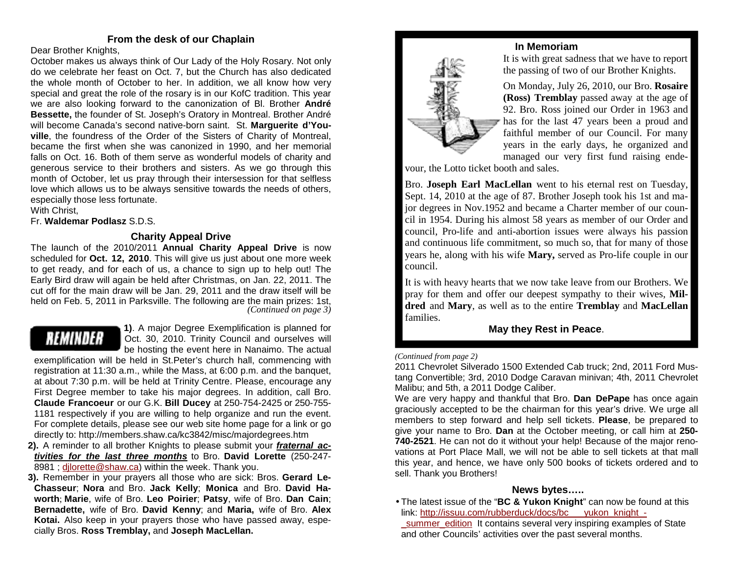## From the desk of our Chaplain

Dear Brother Knights,

October makes us always think of Our Lady of the Holy Rosary. Not only do we celebrate her feast on Oct. 7, but the Church has also dedicated the whole month of October to her. In addition, we all know how very special and great the role of the rosary is in our KofC tradition. This year we are also looking forward to the canonization of Bl. Brother **André Bessette,** the founder of St. Joseph's Oratory in Montreal. Brother André will become Canada's second native-born saint. St. **Marguerite d'You­ville**, the foundress of the Order of the Sisters of Charity of Montreal, became the first when she was canonized in 1990, and her memorial falls on Oct. 16. Both of them serve as wonderful models of charity and generous service to their brothers and sisters. As we go through this month of October, let us pray through their intersession for that selfless love which allows us to be always sensitive towards the needs of others, especially those less fortunate.

With Christ,

Fr. **Waldemar Podlasz** S.D.S.

## Charity Appeal Drive

The launch of the 2010/2011 **Annual Charity Appeal Drive** is now scheduled for **Oct. 12, 2010**. This will give us just about one more week to get ready, and for each of us, a chance to sign up to help out! The Early Bird draw will again be held after Christmas, on Jan. 22, 2011. The cut off for the main draw will be Jan. 29, 2011 and the draw itself will be held on Feb. 5, 2011 in Parksville. The following are the main prizes: 1st, *(Continued on page 3)*

## REMINDER

**1)**. A major Degree Exemplification is planned for Oct. 30, 2010. Trinity Council and ourselves will be hosting the event here in Nanaimo. The actual exemplification will be held in St.Peter's church hall, commencing with registration at 11:30 a.m., while the Mass, at 6:00 p.m. and the banquet, at about 7:30 p.m. will be held at Trinity Centre. Please, encourage any First Degree member to take his major degrees. In addition, call Bro. **Claude Francoeur** or our G.K. **Bill Ducey** at 250-754-2425 or 250-755-1181 respectively if you are willing to help organize and run the event. For complete details, please see our web site home page for a link or go directly to: http://members.shaw.ca/kc3842/misc/majordegrees.htm

**2).** A reminder to all brother Knights to please submit your ***fraternal activities for the last three months*** to Bro. **David Lorette** (250-247-8981 ; djlorette@shaw.ca) within the week. Thank you.

**3).** Remember in your prayers all those who are sick: Bros. **Gerard LeChasseur**; **Nora** and Bro. **Jack Kelly**; **Monica** and Bro. **David Haworth**; **Marie**, wife of Bro. **Leo Poirier**; **Patsy**, wife of Bro. **Dan Cain**; **Bernadette,** wife of Bro. **David Kenny**; and **Maria,** wife of Bro. **Alex Kotai.** Also keep in your prayers those who have passed away, especially Bros. **Ross Tremblay,** and **Joseph MacLellan.**

## In Memoriam

It is with great sadness that we have to report the passing of two of our Brother Knights.

On Monday, July 26, 2010, our Bro. **Rosaire (Ross) Tremblay** passed away at the age of 92. Bro. Ross joined our Order in 1963 and has for the last 47 years been a proud and faithful member of our Council. For many years in the early days, he organized and managed our very first fund raising endevour, the Lotto ticket booth and sales.

Bro. **Joseph Earl MacLellan** went to his eternal rest on Tuesday, Sept. 14, 2010 at the age of 87. Brother Joseph took his 1st and major degrees in Nov.1952 and became a Charter member of our council in 1954. During his almost 58 years as member of our Order and council, Pro-life and anti-abortion issues were always his passion and continuous life commitment, so much so, that for many of those years he, along with his wife **Mary,** served as Pro-life couple in our council.

It is with heavy hearts that we now take leave from our Brothers. We pray for them and offer our deepest sympathy to their wives, **Mildred** and **Mary**, as well as to the entire **Tremblay** and **MacLellan** families.

**May they Rest in Peace**.

*(Continued from page 2)*

2011 Chevrolet Silverado 1500 Extended Cab truck; 2nd, 2011 Ford Mustang Convertible; 3rd, 2010 Dodge Caravan minivan; 4th, 2011 Chevrolet Malibu; and 5th, a 2011 Dodge Caliber.

We are very happy and thankful that Bro. **Dan DePape** has once again graciously accepted to be the chairman for this year's drive. We urge all members to step forward and help sell tickets. **Please**, be prepared to give your name to Bro. **Dan** at the October meeting, or call him at **250-740-2521**. He can not do it without your help! Because of the major renovations at Port Place Mall, we will not be able to sell tickets at that mall this year, and hence, we have only 500 books of tickets ordered and to sell. Thank you Brothers!

## News bytes…..

- The latest issue of the "**BC & Yukon Knight**" can now be found at this link: http://issuu.com/rubberduck/docs/bc___yukon_knight_-_summer_edition It contains several very inspiring examples of State and other Councils' activities over the past several months.